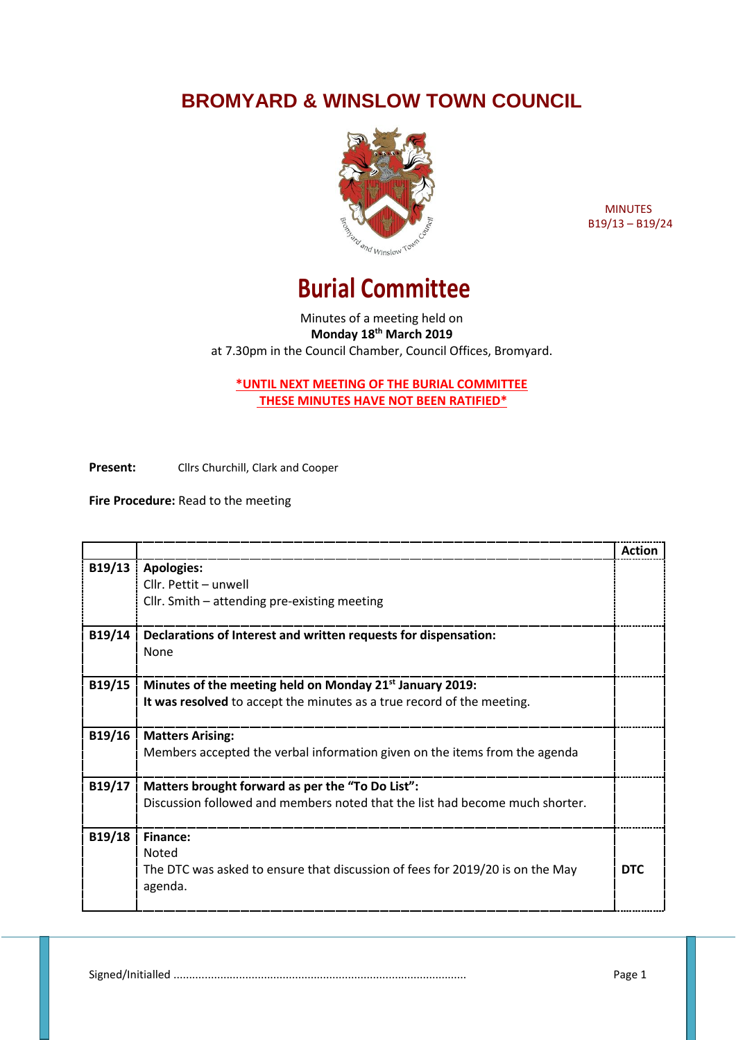# BROMYARD & WINSLOW TOWN COUNCIL

MINUTES
B19/13 – B19/24

## Burial Committee

Minutes of a meeting held on
**Monday 18th March 2019**
at 7.30pm in the Council Chamber, Council Offices, Bromyard.

**\*UNTIL NEXT MEETING OF THE BURIAL COMMITTEE THESE MINUTES HAVE NOT BEEN RATIFIED\***

**Present:** Cllrs Churchill, Clark and Cooper

**Fire Procedure:** Read to the meeting

| | | Action |
|---|---|---|
| B19/13 | **Apologies:**<br>Cllr. Pettit – unwell<br>Cllr. Smith – attending pre-existing meeting | |
| B19/14 | **Declarations of Interest and written requests for dispensation:**<br>None | |
| B19/15 | **Minutes of the meeting held on Monday 21st January 2019:**<br>**It was resolved** to accept the minutes as a true record of the meeting. | |
| B19/16 | **Matters Arising:**<br>Members accepted the verbal information given on the items from the agenda | |
| B19/17 | **Matters brought forward as per the "To Do List":**<br>Discussion followed and members noted that the list had become much shorter. | |
| B19/18 | **Finance:**<br>Noted<br>The DTC was asked to ensure that discussion of fees for 2019/20 is on the May agenda. | **DTC** |

Signed/Initialled ............................................................................................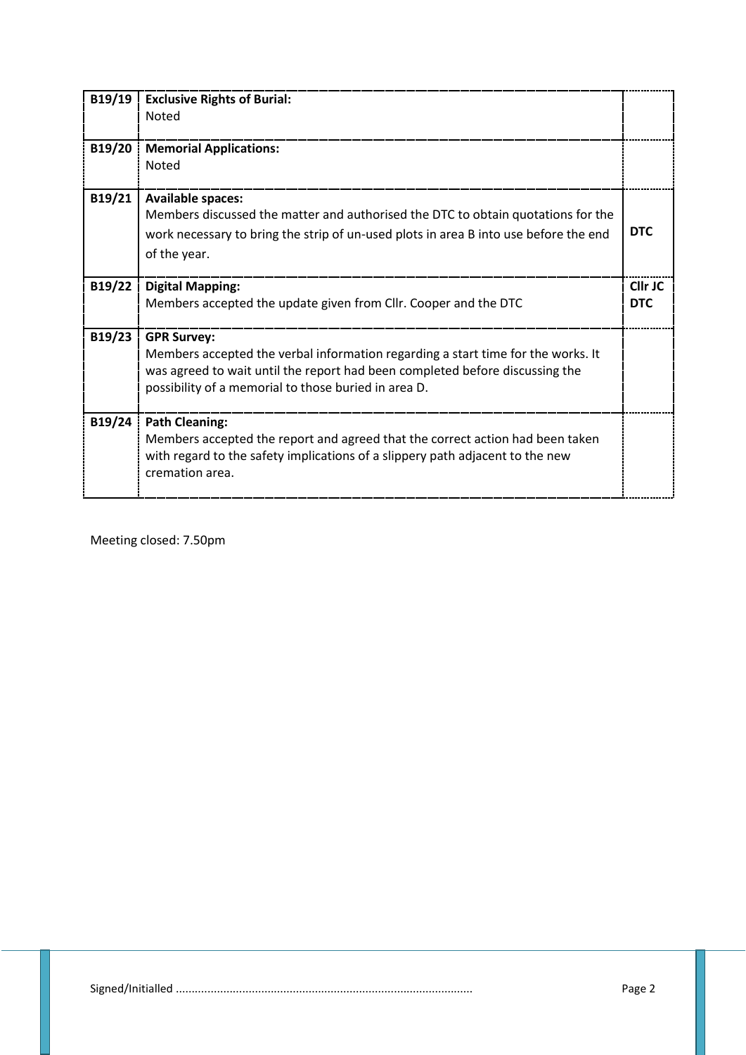| | | |
|---|---|---|
| B19/19 | **Exclusive Rights of Burial:**<br>Noted | |
| B19/20 | **Memorial Applications:**<br>Noted | |
| B19/21 | **Available spaces:**<br>Members discussed the matter and authorised the DTC to obtain quotations for the work necessary to bring the strip of un-used plots in area B into use before the end of the year. | **DTC** |
| B19/22 | **Digital Mapping:**<br>Members accepted the update given from Cllr. Cooper and the DTC | **Cllr JC DTC** |
| B19/23 | **GPR Survey:**<br>Members accepted the verbal information regarding a start time for the works. It was agreed to wait until the report had been completed before discussing the possibility of a memorial to those buried in area D. | |
| B19/24 | **Path Cleaning:**<br>Members accepted the report and agreed that the correct action had been taken with regard to the safety implications of a slippery path adjacent to the new cremation area. | |

Meeting closed: 7.50pm

Signed/Initialled .............................................................................................